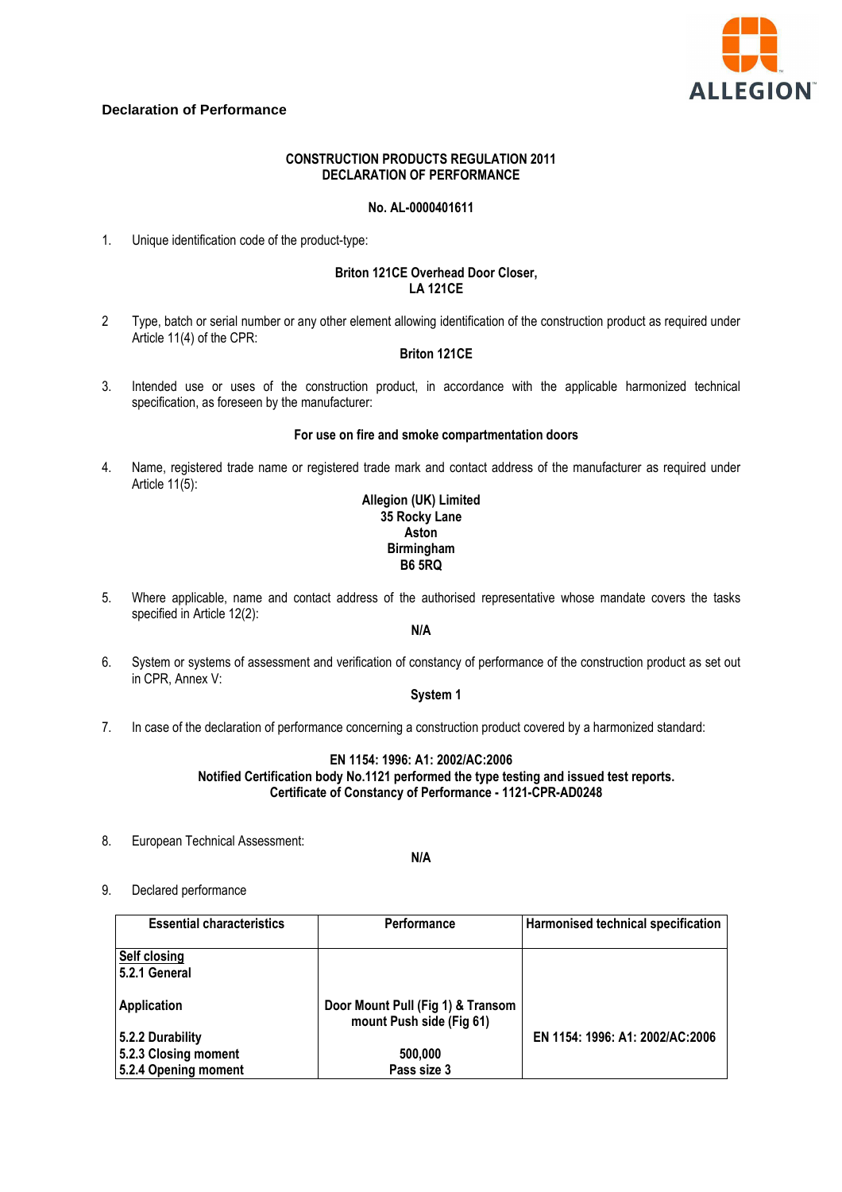**Declaration of Performance**

**CONSTRUCTION PRODUCTS REGULATION 2011**
**DECLARATION OF PERFORMANCE**

**No. AL-0000401611**

1. Unique identification code of the product-type:

**Briton 121CE Overhead Door Closer,**
**LA 121CE**

2. Type, batch or serial number or any other element allowing identification of the construction product as required under Article 11(4) of the CPR:

**Briton 121CE**

3. Intended use or uses of the construction product, in accordance with the applicable harmonized technical specification, as foreseen by the manufacturer:

**For use on fire and smoke compartmentation doors**

4. Name, registered trade name or registered trade mark and contact address of the manufacturer as required under Article 11(5):

**Allegion (UK) Limited**
**35 Rocky Lane**
**Aston**
**Birmingham**
**B6 5RQ**

5. Where applicable, name and contact address of the authorised representative whose mandate covers the tasks specified in Article 12(2):

**N/A**

6. System or systems of assessment and verification of constancy of performance of the construction product as set out in CPR, Annex V:

**System 1**

7. In case of the declaration of performance concerning a construction product covered by a harmonized standard:

**EN 1154: 1996: A1: 2002/AC:2006**
**Notified Certification body No.1121 performed the type testing and issued test reports.**
**Certificate of Constancy of Performance - 1121-CPR-AD0248**

8. European Technical Assessment:

**N/A**

9. Declared performance

| Essential characteristics | Performance | Harmonised technical specification |
|---|---|---|
| **Self closing** | | |
| **5.2.1 General** | | |
| **Application** | **Door Mount Pull (Fig 1) & Transom mount Push side (Fig 61)** | |
| **5.2.2 Durability** | | **EN 1154: 1996: A1: 2002/AC:2006** |
| **5.2.3 Closing moment** | **500,000** | |
| **5.2.4 Opening moment** | **Pass size 3** | |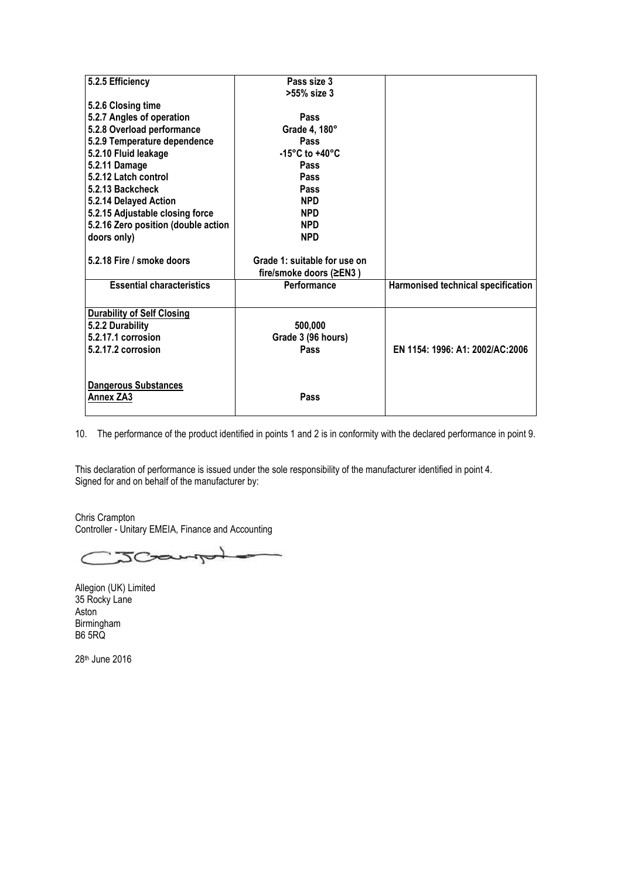| | | |
|---|---|---|
| **5.2.5 Efficiency** | **Pass size 3**<br>**>55% size 3** | |
| **5.2.6 Closing time** | | |
| **5.2.7 Angles of operation** | **Pass** | |
| **5.2.8 Overload performance** | **Grade 4, 180°** | |
| **5.2.9 Temperature dependence** | **Pass** | |
| **5.2.10 Fluid leakage** | **-15°C to +40°C** | |
| **5.2.11 Damage** | **Pass** | |
| **5.2.12 Latch control** | **Pass** | |
| **5.2.13 Backcheck** | **Pass** | |
| **5.2.14 Delayed Action** | **NPD** | |
| **5.2.15 Adjustable closing force** | **NPD** | |
| **5.2.16 Zero position (double action** | **NPD** | |
| **doors only)** | **NPD** | |
| **5.2.18 Fire / smoke doors** | **Grade 1: suitable for use on fire/smoke doors (≥EN3 )** | |
| **Essential characteristics** | **Performance** | **Harmonised technical specification** |
| **Durability of Self Closing** | | |
| **5.2.2 Durability** | **500,000** | |
| **5.2.17.1 corrosion** | **Grade 3 (96 hours)** | |
| **5.2.17.2 corrosion** | **Pass** | **EN 1154: 1996: A1: 2002/AC:2006** |
| **Dangerous Substances** | | |
| **Annex ZA3** | **Pass** | |

10. The performance of the product identified in points 1 and 2 is in conformity with the declared performance in point 9.

This declaration of performance is issued under the sole responsibility of the manufacturer identified in point 4.
Signed for and on behalf of the manufacturer by:

Chris Crampton
Controller - Unitary EMEIA, Finance and Accounting

Allegion (UK) Limited
35 Rocky Lane
Aston
Birmingham
B6 5RQ

28th June 2016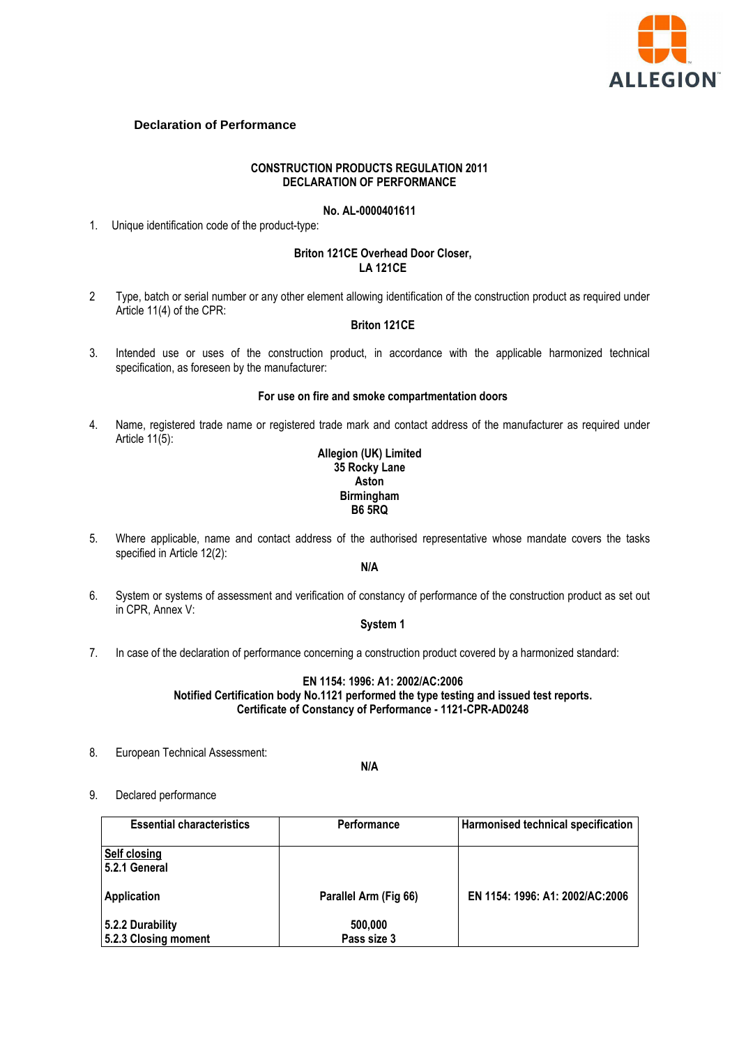## Declaration of Performance

**CONSTRUCTION PRODUCTS REGULATION 2011**
**DECLARATION OF PERFORMANCE**

**No. AL-0000401611**

1. Unique identification code of the product-type:

**Briton 121CE Overhead Door Closer,**
**LA 121CE**

2. Type, batch or serial number or any other element allowing identification of the construction product as required under Article 11(4) of the CPR:

**Briton 121CE**

3. Intended use or uses of the construction product, in accordance with the applicable harmonized technical specification, as foreseen by the manufacturer:

**For use on fire and smoke compartmentation doors**

4. Name, registered trade name or registered trade mark and contact address of the manufacturer as required under Article 11(5):

**Allegion (UK) Limited**
**35 Rocky Lane**
**Aston**
**Birmingham**
**B6 5RQ**

5. Where applicable, name and contact address of the authorised representative whose mandate covers the tasks specified in Article 12(2):

**N/A**

6. System or systems of assessment and verification of constancy of performance of the construction product as set out in CPR, Annex V:

**System 1**

7. In case of the declaration of performance concerning a construction product covered by a harmonized standard:

**EN 1154: 1996: A1: 2002/AC:2006**
**Notified Certification body No.1121 performed the type testing and issued test reports.**
**Certificate of Constancy of Performance - 1121-CPR-AD0248**

8. European Technical Assessment:

**N/A**

9. Declared performance

| Essential characteristics | Performance | Harmonised technical specification |
|---|---|---|
| **Self closing** **5.2.1 General** | | |
| **Application** | **Parallel Arm (Fig 66)** | **EN 1154: 1996: A1: 2002/AC:2006** |
| **5.2.2 Durability** | **500,000** | |
| **5.2.3 Closing moment** | **Pass size 3** | |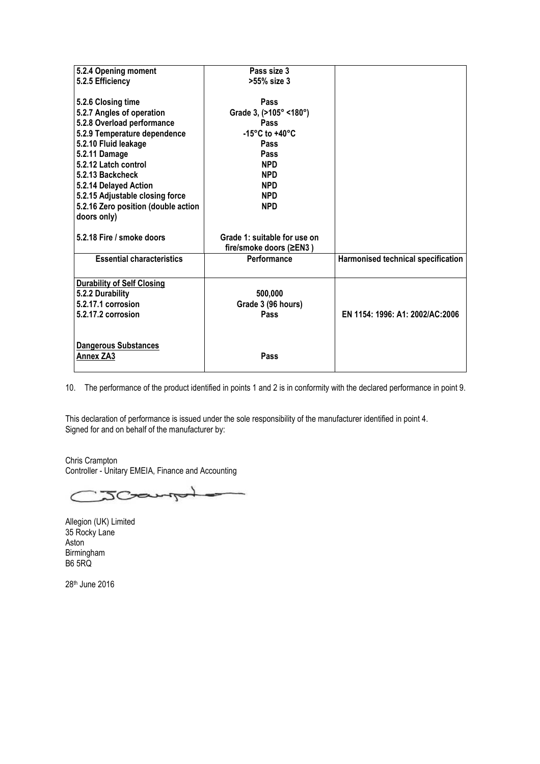| | | |
|---|---|---|
| **5.2.4 Opening moment**<br>**5.2.5 Efficiency**<br><br>**5.2.6 Closing time**<br>**5.2.7 Angles of operation**<br>**5.2.8 Overload performance**<br>**5.2.9 Temperature dependence**<br>**5.2.10 Fluid leakage**<br>**5.2.11 Damage**<br>**5.2.12 Latch control**<br>**5.2.13 Backcheck**<br>**5.2.14 Delayed Action**<br>**5.2.15 Adjustable closing force**<br>**5.2.16 Zero position (double action doors only)**<br><br>**5.2.18 Fire / smoke doors** | **Pass size 3**<br>**>55% size 3**<br><br>**Pass**<br>**Grade 3, (>105° <180°)**<br>**Pass**<br>**-15°C to +40°C**<br>**Pass**<br>**Pass**<br>**NPD**<br>**NPD**<br>**NPD**<br>**NPD**<br>**NPD**<br><br>**Grade 1: suitable for use on fire/smoke doors (≥EN3 )** | |
| **Essential characteristics** | **Performance** | **Harmonised technical specification** |
| **Durability of Self Closing**<br>**5.2.2 Durability**<br>**5.2.17.1 corrosion**<br>**5.2.17.2 corrosion**<br><br>**Dangerous Substances**<br>**Annex ZA3** | <br>**500,000**<br>**Grade 3 (96 hours)**<br>**Pass**<br><br><br>**Pass** | **EN 1154: 1996: A1: 2002/AC:2006** |

10. The performance of the product identified in points 1 and 2 is in conformity with the declared performance in point 9.

This declaration of performance is issued under the sole responsibility of the manufacturer identified in point 4.
Signed for and on behalf of the manufacturer by:

Chris Crampton
Controller - Unitary EMEIA, Finance and Accounting

Allegion (UK) Limited
35 Rocky Lane
Aston
Birmingham
B6 5RQ

28th June 2016